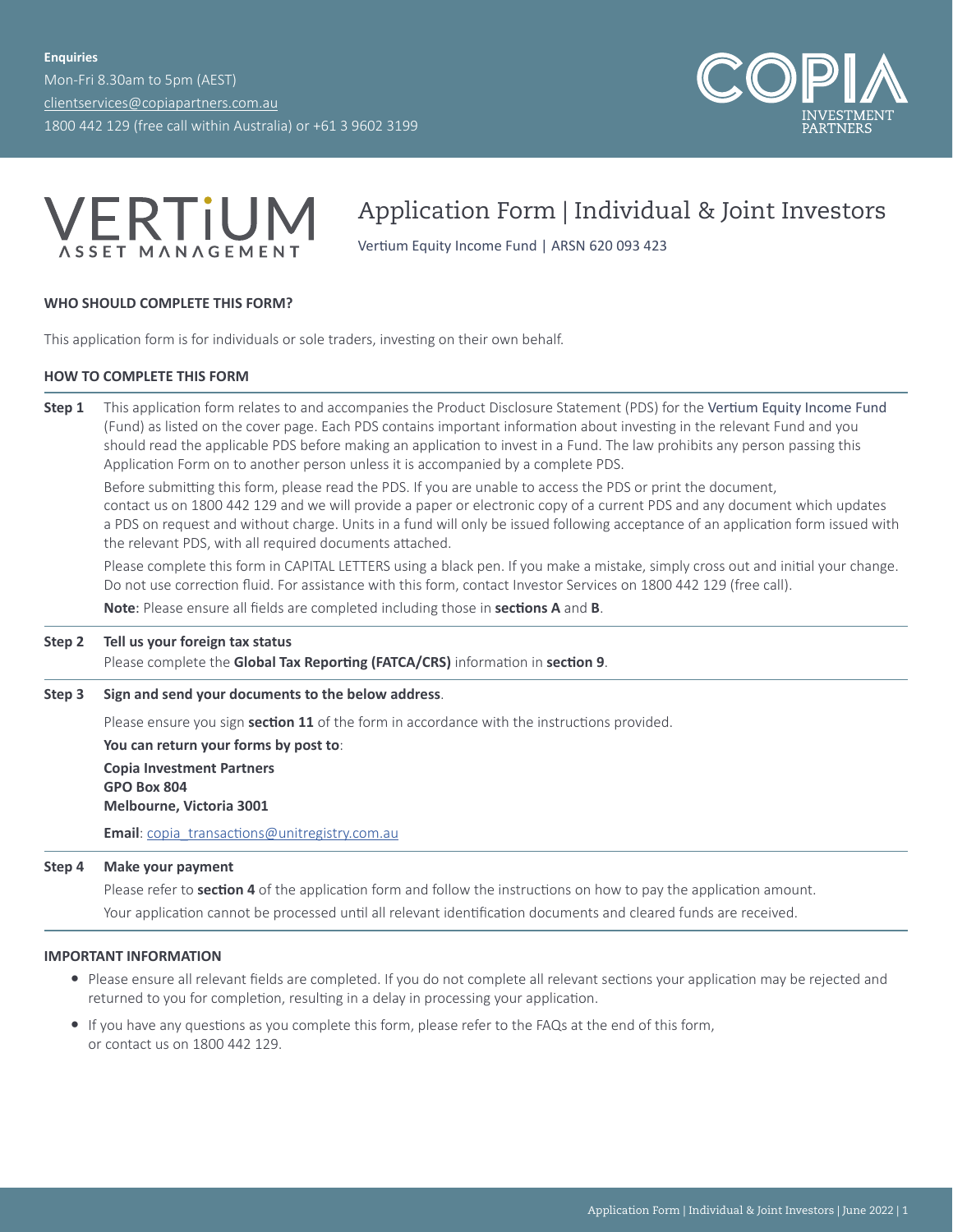**Enquiries**

Mon-Fri 8.30am to 5pm (AEST)

clientservices@copiapartners.com.au

1800 442 129 (free call within Australia) or +61 3 9602 3199

COPIA INVESTMENT PARTNERS

VERTiUM ASSET MANAGEMENT

# Application Form | Individual & Joint Investors

Vertium Equity Income Fund | ARSN 620 093 423

### WHO SHOULD COMPLETE THIS FORM?

This application form is for individuals or sole traders, investing on their own behalf.

### HOW TO COMPLETE THIS FORM

**Step 1** This application form relates to and accompanies the Product Disclosure Statement (PDS) for the Vertium Equity Income Fund (Fund) as listed on the cover page. Each PDS contains important information about investing in the relevant Fund and you should read the applicable PDS before making an application to invest in a Fund. The law prohibits any person passing this Application Form on to another person unless it is accompanied by a complete PDS.

Before submitting this form, please read the PDS. If you are unable to access the PDS or print the document, contact us on 1800 442 129 and we will provide a paper or electronic copy of a current PDS and any document which updates a PDS on request and without charge. Units in a fund will only be issued following acceptance of an application form issued with the relevant PDS, with all required documents attached.

Please complete this form in CAPITAL LETTERS using a black pen. If you make a mistake, simply cross out and initial your change. Do not use correction fluid. For assistance with this form, contact Investor Services on 1800 442 129 (free call).

**Note**: Please ensure all fields are completed including those in **sections A** and **B**.

**Step 2** **Tell us your foreign tax status**

Please complete the **Global Tax Reporting (FATCA/CRS)** information in **section 9**.

**Step 3** **Sign and send your documents to the below address**.

Please ensure you sign **section 11** of the form in accordance with the instructions provided.

**You can return your forms by post to**:

**Copia Investment Partners**
**GPO Box 804**
**Melbourne, Victoria 3001**

**Email**: copia_transactions@unitregistry.com.au

**Step 4** **Make your payment**

Please refer to **section 4** of the application form and follow the instructions on how to pay the application amount.

Your application cannot be processed until all relevant identification documents and cleared funds are received.

### IMPORTANT INFORMATION

- Please ensure all relevant fields are completed. If you do not complete all relevant sections your application may be rejected and returned to you for completion, resulting in a delay in processing your application.
- If you have any questions as you complete this form, please refer to the FAQs at the end of this form, or contact us on 1800 442 129.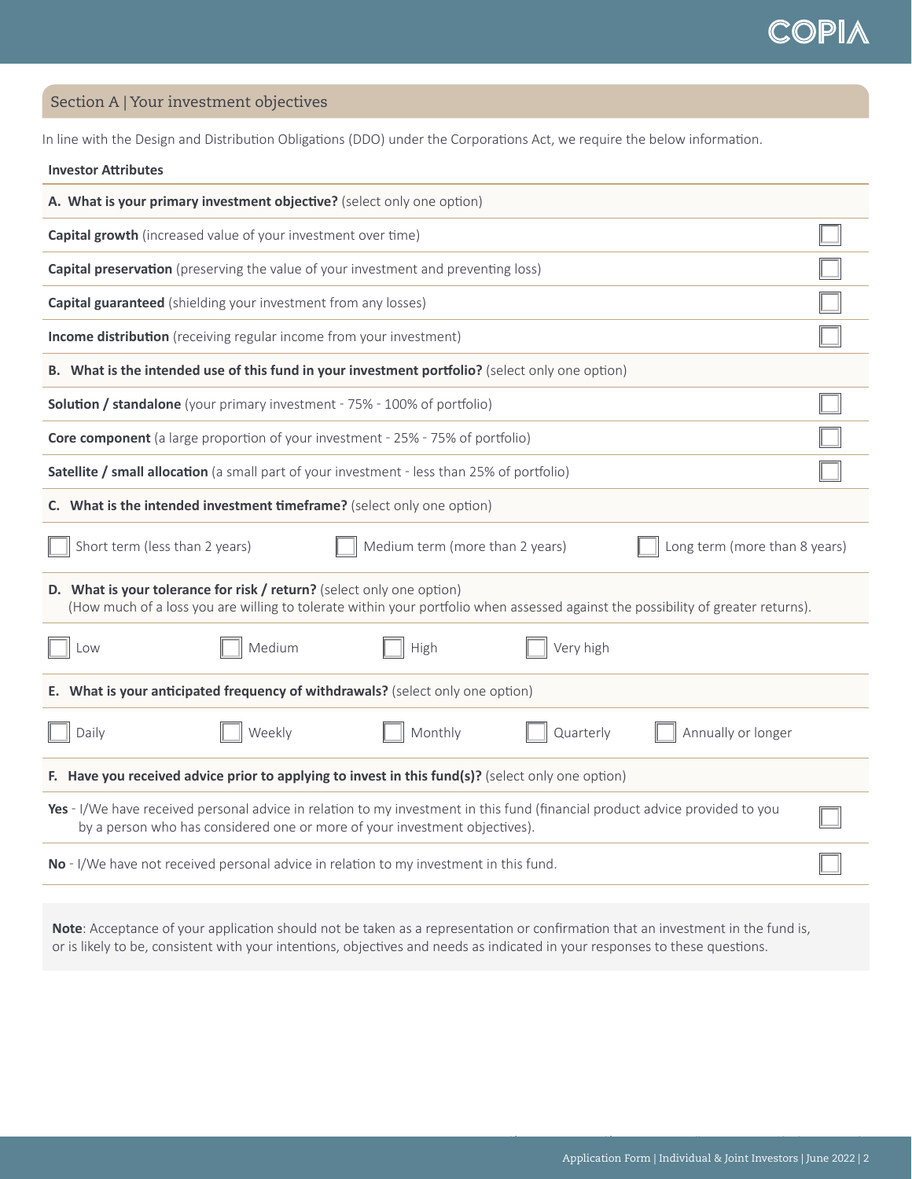## Section A | Your investment objectives

In line with the Design and Distribution Obligations (DDO) under the Corporations Act, we require the below information.

**Investor Attributes**

**A. What is your primary investment objective?** (select only one option)

- ☐ **Capital growth** (increased value of your investment over time)
- ☐ **Capital preservation** (preserving the value of your investment and preventing loss)
- ☐ **Capital guaranteed** (shielding your investment from any losses)
- ☐ **Income distribution** (receiving regular income from your investment)

**B. What is the intended use of this fund in your investment portfolio?** (select only one option)

- ☐ **Solution / standalone** (your primary investment - 75% - 100% of portfolio)
- ☐ **Core component** (a large proportion of your investment - 25% - 75% of portfolio)
- ☐ **Satellite / small allocation** (a small part of your investment - less than 25% of portfolio)

**C. What is the intended investment timeframe?** (select only one option)

☐ Short term (less than 2 years) ☐ Medium term (more than 2 years) ☐ Long term (more than 8 years)

**D. What is your tolerance for risk / return?** (select only one option)
(How much of a loss you are willing to tolerate within your portfolio when assessed against the possibility of greater returns).

☐ Low ☐ Medium ☐ High ☐ Very high

**E. What is your anticipated frequency of withdrawals?** (select only one option)

☐ Daily ☐ Weekly ☐ Monthly ☐ Quarterly ☐ Annually or longer

**F. Have you received advice prior to applying to invest in this fund(s)?** (select only one option)

- ☐ **Yes** - I/We have received personal advice in relation to my investment in this fund (financial product advice provided to you by a person who has considered one or more of your investment objectives).
- ☐ **No** - I/We have not received personal advice in relation to my investment in this fund.

**Note**: Acceptance of your application should not be taken as a representation or confirmation that an investment in the fund is, or is likely to be, consistent with your intentions, objectives and needs as indicated in your responses to these questions.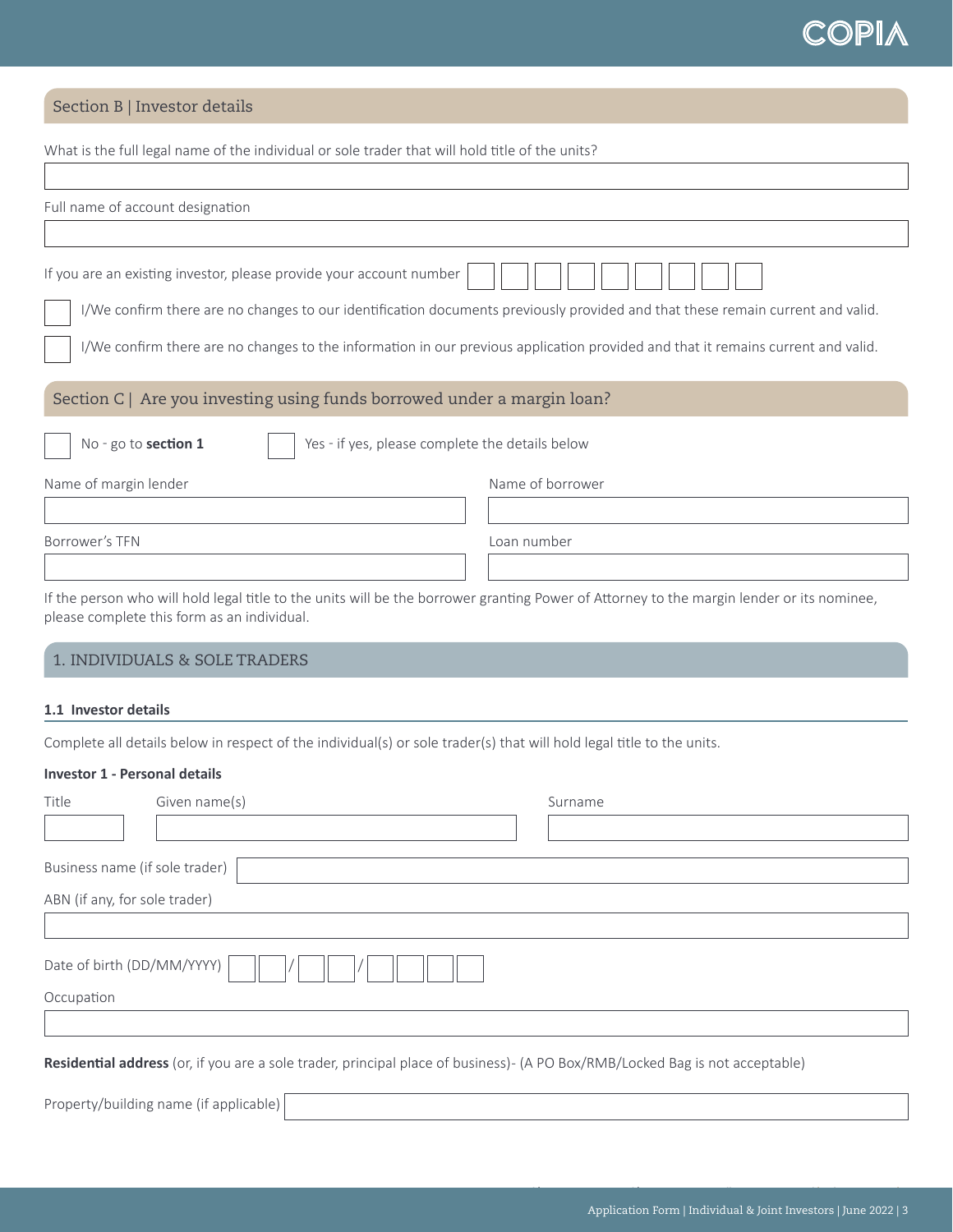## Section B | Investor details

What is the full legal name of the individual or sole trader that will hold title of the units?

Full name of account designation

If you are an existing investor, please provide your account number

☐ I/We confirm there are no changes to our identification documents previously provided and that these remain current and valid.

☐ I/We confirm there are no changes to the information in our previous application provided and that it remains current and valid.

## Section C | Are you investing using funds borrowed under a margin loan?

☐ No - go to **section 1** ☐ Yes - if yes, please complete the details below

Name of margin lender

Name of borrower

Borrower's TFN

Loan number

If the person who will hold legal title to the units will be the borrower granting Power of Attorney to the margin lender or its nominee, please complete this form as an individual.

## 1. INDIVIDUALS & SOLE TRADERS

### 1.1 Investor details

Complete all details below in respect of the individual(s) or sole trader(s) that will hold legal title to the units.

**Investor 1 - Personal details**

Title

Given name(s)

Surname

Business name (if sole trader)

ABN (if any, for sole trader)

Date of birth (DD/MM/YYYY) _ _ / _ _ / _ _ _ _

Occupation

**Residential address** (or, if you are a sole trader, principal place of business)- (A PO Box/RMB/Locked Bag is not acceptable)

Property/building name (if applicable)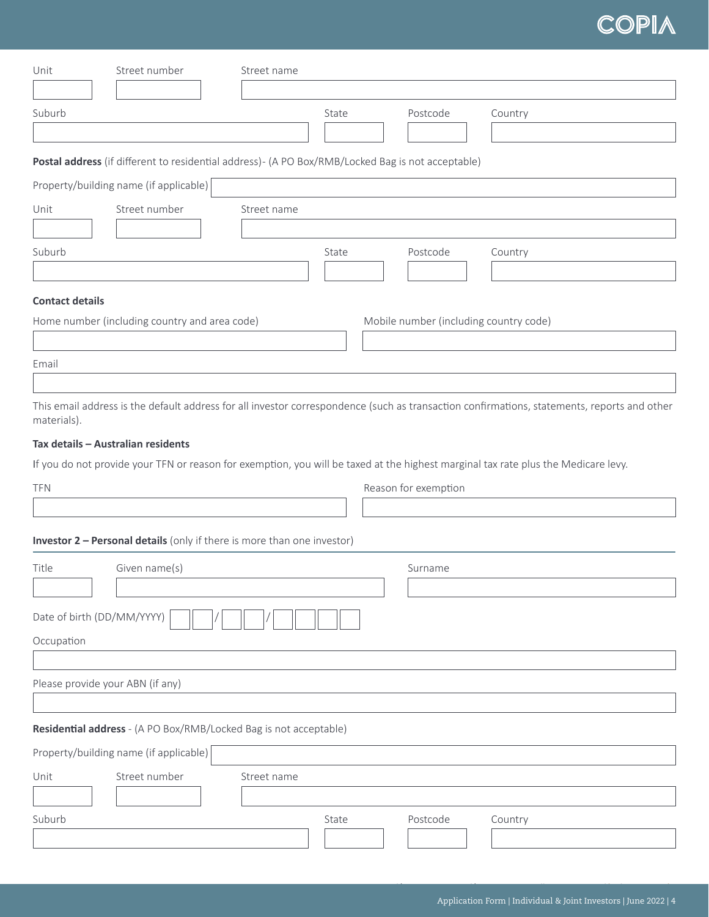Unit | Street number | Street name

Suburb | State | Postcode | Country

**Postal address** (if different to residential address)- (A PO Box/RMB/Locked Bag is not acceptable)

Property/building name (if applicable)

Unit | Street number | Street name

Suburb | State | Postcode | Country

**Contact details**

Home number (including country and area code)

Mobile number (including country code)

Email

This email address is the default address for all investor correspondence (such as transaction confirmations, statements, reports and other materials).

**Tax details – Australian residents**

If you do not provide your TFN or reason for exemption, you will be taxed at the highest marginal tax rate plus the Medicare levy.

TFN

Reason for exemption

**Investor 2 – Personal details** (only if there is more than one investor)

Title | Given name(s) | Surname

Date of birth (DD/MM/YYYY) _ _ / _ _ / _ _ _ _

Occupation

Please provide your ABN (if any)

**Residential address** - (A PO Box/RMB/Locked Bag is not acceptable)

Property/building name (if applicable)

Unit | Street number | Street name

Suburb | State | Postcode | Country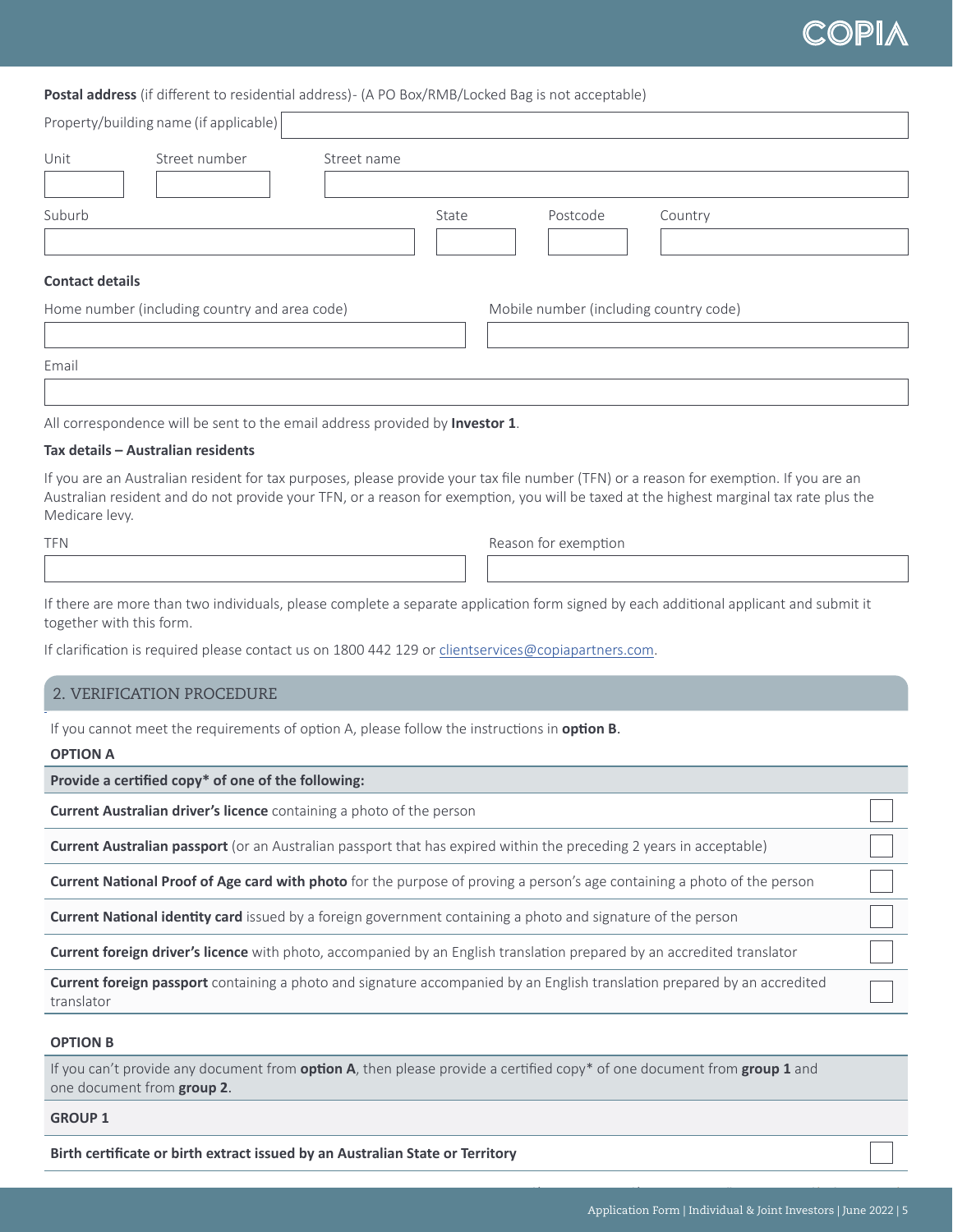**Postal address** (if different to residential address)- (A PO Box/RMB/Locked Bag is not acceptable)

| Property/building name (if applicable) | |
|---|---|

| Unit | Street number | Street name |
|---|---|---|
| | | |

| Suburb | State | Postcode | Country |
|---|---|---|---|
| | | | |

**Contact details**

| Home number (including country and area code) | Mobile number (including country code) |
|---|---|
| | |

| Email |
|---|
| |

All correspondence will be sent to the email address provided by **Investor 1**.

**Tax details – Australian residents**

If you are an Australian resident for tax purposes, please provide your tax file number (TFN) or a reason for exemption. If you are an Australian resident and do not provide your TFN, or a reason for exemption, you will be taxed at the highest marginal tax rate plus the Medicare levy.

| TFN | Reason for exemption |
|---|---|
| | |

If there are more than two individuals, please complete a separate application form signed by each additional applicant and submit it together with this form.

If clarification is required please contact us on 1800 442 129 or clientservices@copiapartners.com.

## 2. VERIFICATION PROCEDURE

If you cannot meet the requirements of option A, please follow the instructions in **option B**.

**OPTION A**

| Provide a certified copy* of one of the following: | |
|---|---|
| **Current Australian driver's licence** containing a photo of the person | ☐ |
| **Current Australian passport** (or an Australian passport that has expired within the preceding 2 years in acceptable) | ☐ |
| **Current National Proof of Age card with photo** for the purpose of proving a person's age containing a photo of the person | ☐ |
| **Current National identity card** issued by a foreign government containing a photo and signature of the person | ☐ |
| **Current foreign driver's licence** with photo, accompanied by an English translation prepared by an accredited translator | ☐ |
| **Current foreign passport** containing a photo and signature accompanied by an English translation prepared by an accredited translator | ☐ |

**OPTION B**

| If you can't provide any document from **option A**, then please provide a certified copy* of one document from **group 1** and one document from **group 2**. | |
|---|---|
| **GROUP 1** | |
| **Birth certificate or birth extract issued by an Australian State or Territory** | ☐ |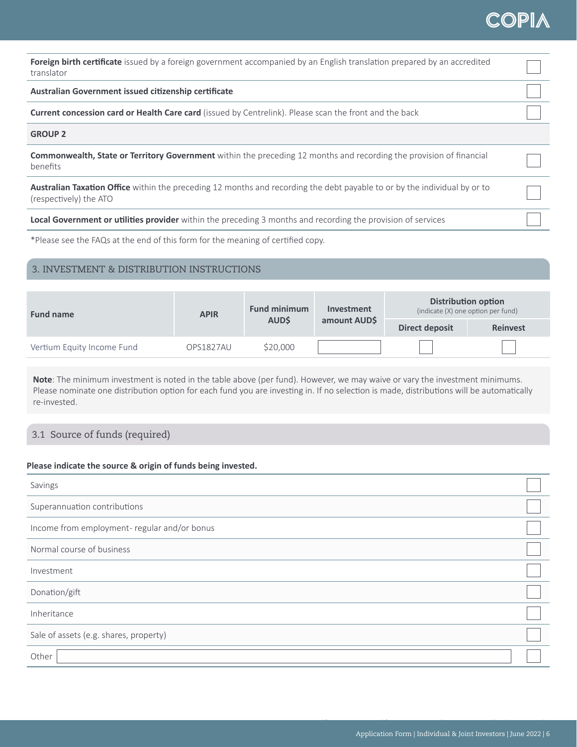| | |
|---|---|
| **Foreign birth certificate** issued by a foreign government accompanied by an English translation prepared by an accredited translator | ☐ |
| **Australian Government issued citizenship certificate** | ☐ |
| **Current concession card or Health Care card** (issued by Centrelink). Please scan the front and the back | ☐ |
| **GROUP 2** | |
| **Commonwealth, State or Territory Government** within the preceding 12 months and recording the provision of financial benefits | ☐ |
| **Australian Taxation Office** within the preceding 12 months and recording the debt payable to or by the individual by or to (respectively) the ATO | ☐ |
| **Local Government or utilities provider** within the preceding 3 months and recording the provision of services | ☐ |

*Please see the FAQs at the end of this form for the meaning of certified copy.

## 3. INVESTMENT & DISTRIBUTION INSTRUCTIONS

| Fund name | APIR | Fund minimum AUD$ | Investment amount AUD$ | Distribution option (indicate (X) one option per fund) | |
|---|---|---|---|---|---|
| | | | | Direct deposit | Reinvest |
| Vertium Equity Income Fund | OPS1827AU | $20,000 | | ☐ | ☐ |

**Note**: The minimum investment is noted in the table above (per fund). However, we may waive or vary the investment minimums. Please nominate one distribution option for each fund you are investing in. If no selection is made, distributions will be automatically re-invested.

### 3.1 Source of funds (required)

**Please indicate the source & origin of funds being invested.**

| | |
|---|---|
| Savings | ☐ |
| Superannuation contributions | ☐ |
| Income from employment- regular and/or bonus | ☐ |
| Normal course of business | ☐ |
| Investment | ☐ |
| Donation/gift | ☐ |
| Inheritance | ☐ |
| Sale of assets (e.g. shares, property) | ☐ |
| Other ______________________ | ☐ |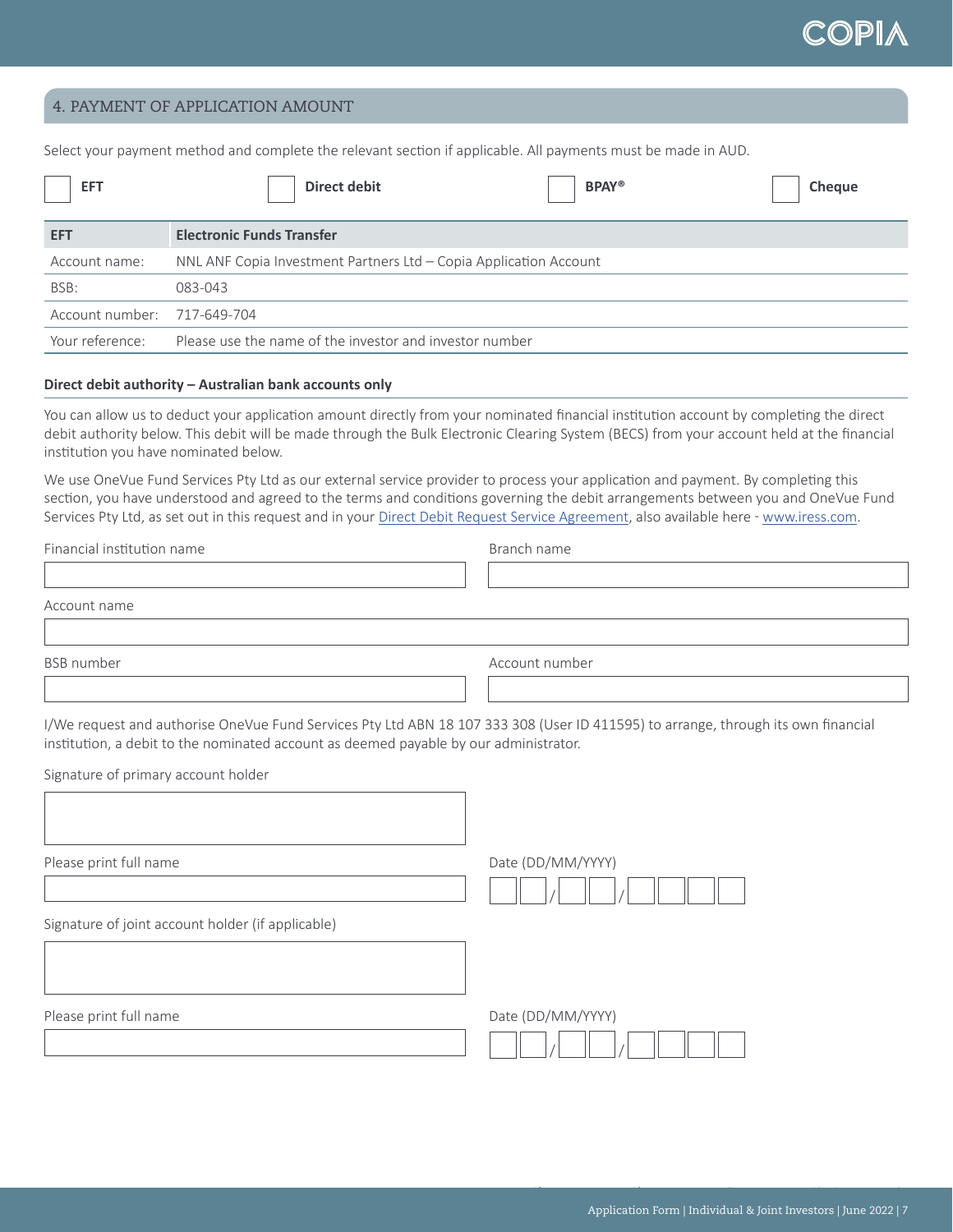## 4. PAYMENT OF APPLICATION AMOUNT

Select your payment method and complete the relevant section if applicable. All payments must be made in AUD.

☐ **EFT** ☐ **Direct debit** ☐ **BPAY®** ☐ **Cheque**

| EFT | Electronic Funds Transfer |
|---|---|
| Account name: | NNL ANF Copia Investment Partners Ltd – Copia Application Account |
| BSB: | 083-043 |
| Account number: | 717-649-704 |
| Your reference: | Please use the name of the investor and investor number |

**Direct debit authority – Australian bank accounts only**

You can allow us to deduct your application amount directly from your nominated financial institution account by completing the direct debit authority below. This debit will be made through the Bulk Electronic Clearing System (BECS) from your account held at the financial institution you have nominated below.

We use OneVue Fund Services Pty Ltd as our external service provider to process your application and payment. By completing this section, you have understood and agreed to the terms and conditions governing the debit arrangements between you and OneVue Fund Services Pty Ltd, as set out in this request and in your Direct Debit Request Service Agreement, also available here - www.iress.com.

Financial institution name

Branch name

Account name

BSB number

Account number

I/We request and authorise OneVue Fund Services Pty Ltd ABN 18 107 333 308 (User ID 411595) to arrange, through its own financial institution, a debit to the nominated account as deemed payable by our administrator.

Signature of primary account holder

Please print full name

Date (DD/MM/YYYY)

Signature of joint account holder (if applicable)

Please print full name

Date (DD/MM/YYYY)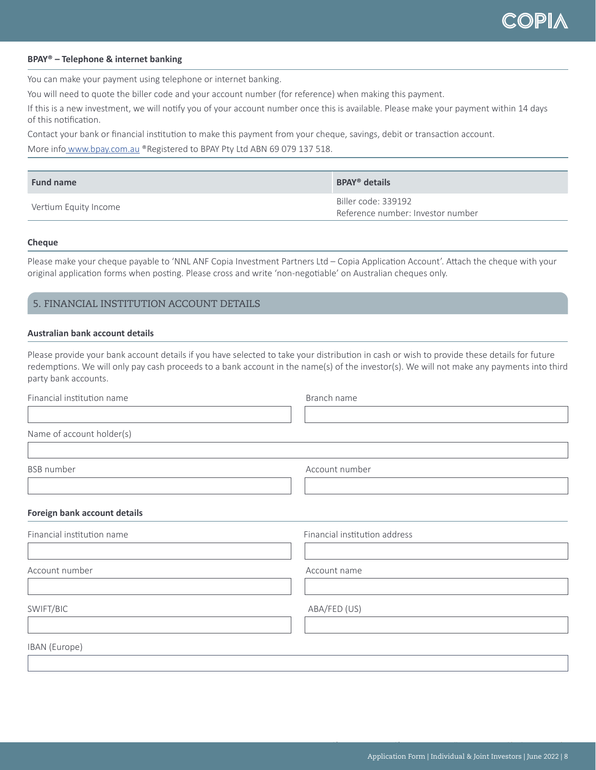#### BPAY® – Telephone & internet banking

You can make your payment using telephone or internet banking.

You will need to quote the biller code and your account number (for reference) when making this payment.

If this is a new investment, we will notify you of your account number once this is available. Please make your payment within 14 days of this notification.

Contact your bank or financial institution to make this payment from your cheque, savings, debit or transaction account.

More info www.bpay.com.au ®Registered to BPAY Pty Ltd ABN 69 079 137 518.

| Fund name | BPAY® details |
|---|---|
| Vertium Equity Income | Biller code: 339192<br>Reference number: Investor number |

#### Cheque

Please make your cheque payable to 'NNL ANF Copia Investment Partners Ltd – Copia Application Account'. Attach the cheque with your original application forms when posting. Please cross and write 'non-negotiable' on Australian cheques only.

## 5. FINANCIAL INSTITUTION ACCOUNT DETAILS

#### Australian bank account details

Please provide your bank account details if you have selected to take your distribution in cash or wish to provide these details for future redemptions. We will only pay cash proceeds to a bank account in the name(s) of the investor(s). We will not make any payments into third party bank accounts.

Financial institution name

Branch name

Name of account holder(s)

BSB number

Account number

#### Foreign bank account details

Financial institution name

Financial institution address

Account number

Account name

SWIFT/BIC

ABA/FED (US)

IBAN (Europe)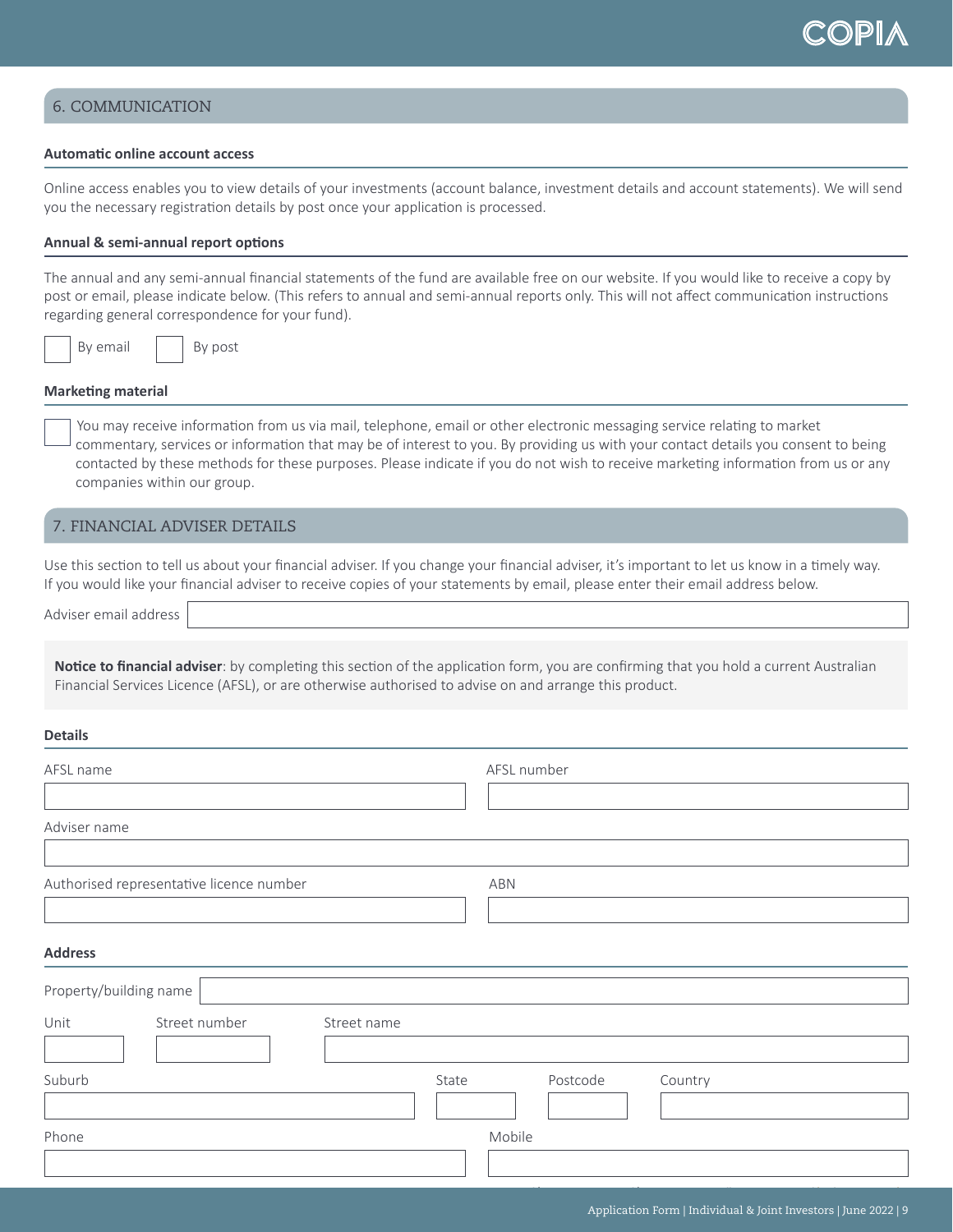## 6. COMMUNICATION

### Automatic online account access

Online access enables you to view details of your investments (account balance, investment details and account statements). We will send you the necessary registration details by post once your application is processed.

### Annual & semi-annual report options

The annual and any semi-annual financial statements of the fund are available free on our website. If you would like to receive a copy by post or email, please indicate below. (This refers to annual and semi-annual reports only. This will not affect communication instructions regarding general correspondence for your fund).

☐ By email ☐ By post

### Marketing material

☐ You may receive information from us via mail, telephone, email or other electronic messaging service relating to market commentary, services or information that may be of interest to you. By providing us with your contact details you consent to being contacted by these methods for these purposes. Please indicate if you do not wish to receive marketing information from us or any companies within our group.

## 7. FINANCIAL ADVISER DETAILS

Use this section to tell us about your financial adviser. If you change your financial adviser, it's important to let us know in a timely way. If you would like your financial adviser to receive copies of your statements by email, please enter their email address below.

Adviser email address ______________________

**Notice to financial adviser**: by completing this section of the application form, you are confirming that you hold a current Australian Financial Services Licence (AFSL), or are otherwise authorised to advise on and arrange this product.

### Details

| AFSL name | AFSL number |
| --- | --- |
| | |

| Adviser name |
| --- |
| |

| Authorised representative licence number | ABN |
| --- | --- |
| | |

### Address

Property/building name ______________________

| Unit | Street number | Street name |
| --- | --- | --- |
| | | |

| Suburb | State | Postcode | Country |
| --- | --- | --- | --- |
| | | | |

| Phone | Mobile |
| --- | --- |
| | |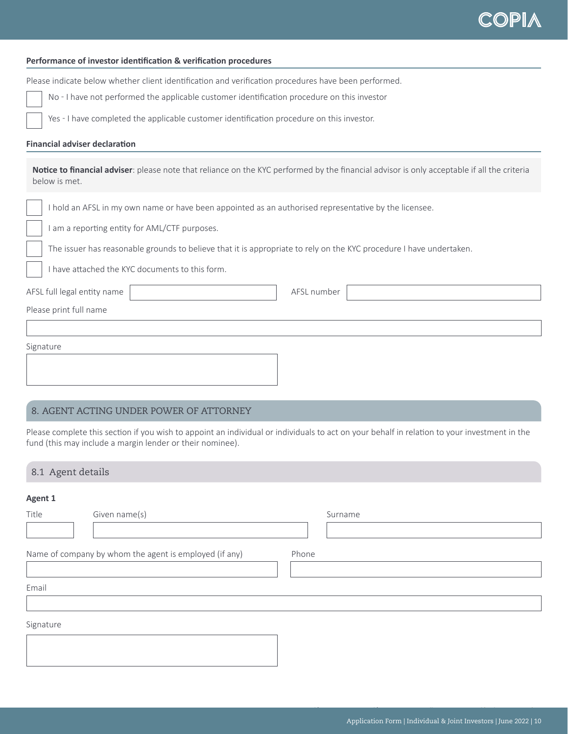### Performance of investor identification & verification procedures

Please indicate below whether client identification and verification procedures have been performed.

- [ ] No - I have not performed the applicable customer identification procedure on this investor
- [ ] Yes - I have completed the applicable customer identification procedure on this investor.

### Financial adviser declaration

**Notice to financial adviser**: please note that reliance on the KYC performed by the financial advisor is only acceptable if all the criteria below is met.

- [ ] I hold an AFSL in my own name or have been appointed as an authorised representative by the licensee.
- [ ] I am a reporting entity for AML/CTF purposes.
- [ ] The issuer has reasonable grounds to believe that it is appropriate to rely on the KYC procedure I have undertaken.
- [ ] I have attached the KYC documents to this form.

AFSL full legal entity name ____________________ AFSL number ____________________

Please print full name

____________________

Signature

____________________

## 8. AGENT ACTING UNDER POWER OF ATTORNEY

Please complete this section if you wish to appoint an individual or individuals to act on your behalf in relation to your investment in the fund (this may include a margin lender or their nominee).

### 8.1 Agent details

**Agent 1**

Title ________ Given name(s) ____________________ Surname ____________________

Name of company by whom the agent is employed (if any) ____________________ Phone ____________________

Email

____________________

Signature

____________________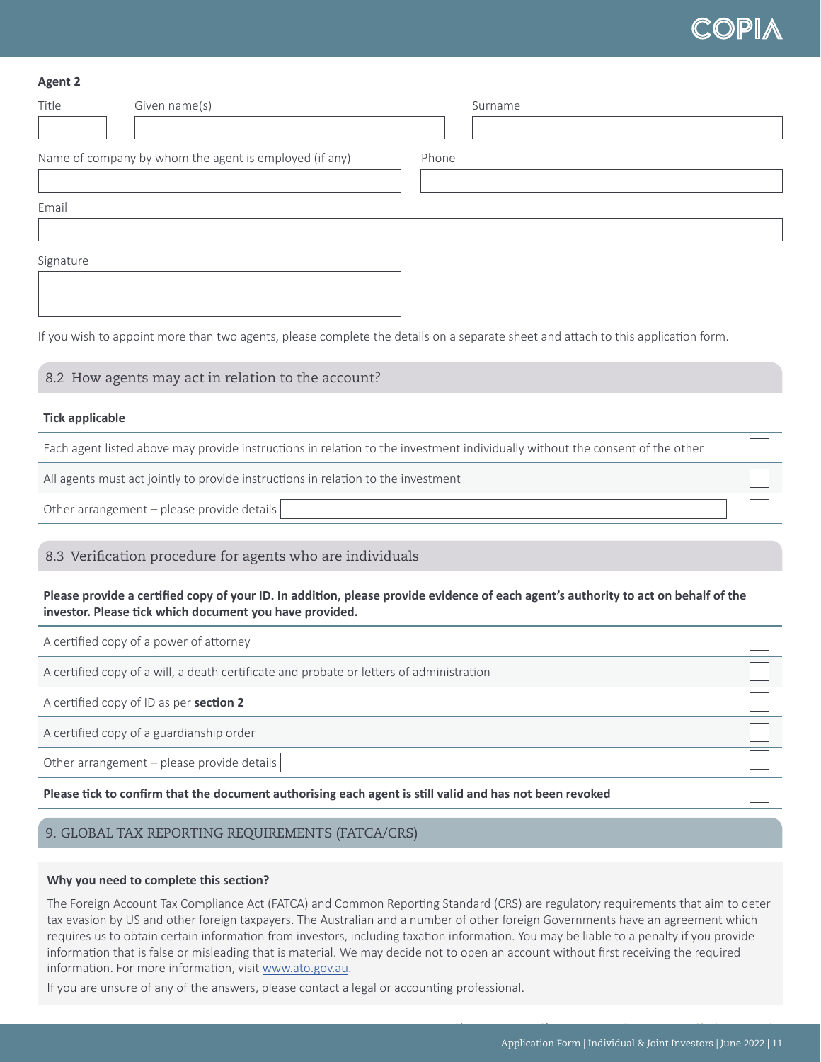**Agent 2**

| Title | Given name(s) | Surname |
|---|---|---|
| | | |

| Name of company by whom the agent is employed (if any) | Phone |
|---|---|
| | |

Email

Signature

If you wish to appoint more than two agents, please complete the details on a separate sheet and attach to this application form.

## 8.2 How agents may act in relation to the account?

**Tick applicable**

| | |
|---|---|
| Each agent listed above may provide instructions in relation to the investment individually without the consent of the other | ☐ |
| All agents must act jointly to provide instructions in relation to the investment | ☐ |
| Other arrangement – please provide details | ☐ |

## 8.3 Verification procedure for agents who are individuals

**Please provide a certified copy of your ID. In addition, please provide evidence of each agent's authority to act on behalf of the investor. Please tick which document you have provided.**

| | |
|---|---|
| A certified copy of a power of attorney | ☐ |
| A certified copy of a will, a death certificate and probate or letters of administration | ☐ |
| A certified copy of ID as per **section 2** | ☐ |
| A certified copy of a guardianship order | ☐ |
| Other arrangement – please provide details | ☐ |
| **Please tick to confirm that the document authorising each agent is still valid and has not been revoked** | ☐ |

# 9. GLOBAL TAX REPORTING REQUIREMENTS (FATCA/CRS)

**Why you need to complete this section?**

The Foreign Account Tax Compliance Act (FATCA) and Common Reporting Standard (CRS) are regulatory requirements that aim to deter tax evasion by US and other foreign taxpayers. The Australian and a number of other foreign Governments have an agreement which requires us to obtain certain information from investors, including taxation information. You may be liable to a penalty if you provide information that is false or misleading that is material. We may decide not to open an account without first receiving the required information. For more information, visit www.ato.gov.au.

If you are unsure of any of the answers, please contact a legal or accounting professional.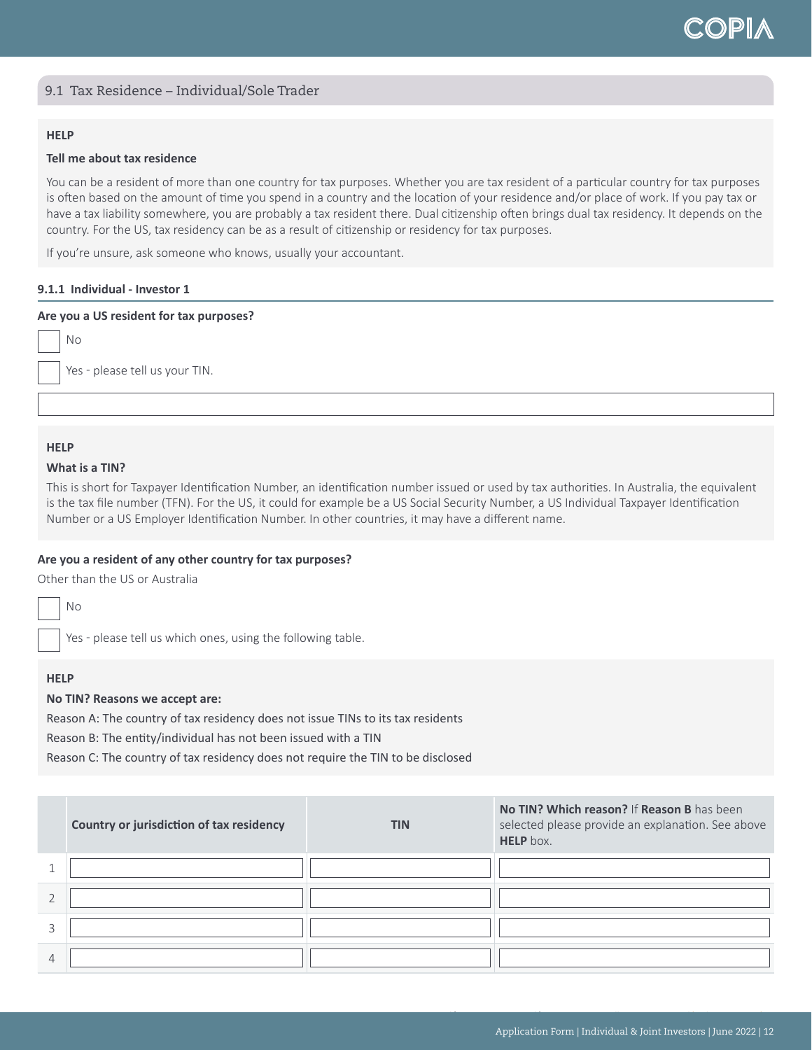## 9.1 Tax Residence – Individual/Sole Trader

**HELP**

**Tell me about tax residence**

You can be a resident of more than one country for tax purposes. Whether you are tax resident of a particular country for tax purposes is often based on the amount of time you spend in a country and the location of your residence and/or place of work. If you pay tax or have a tax liability somewhere, you are probably a tax resident there. Dual citizenship often brings dual tax residency. It depends on the country. For the US, tax residency can be as a result of citizenship or residency for tax purposes.

If you're unsure, ask someone who knows, usually your accountant.

### 9.1.1 Individual - Investor 1

**Are you a US resident for tax purposes?**

☐ No

☐ Yes - please tell us your TIN.

\_\_\_\_\_\_\_\_\_\_\_\_\_\_\_\_\_\_\_\_\_\_\_\_\_\_\_\_\_\_\_\_\_\_\_\_\_\_\_\_

**HELP**

**What is a TIN?**

This is short for Taxpayer Identification Number, an identification number issued or used by tax authorities. In Australia, the equivalent is the tax file number (TFN). For the US, it could for example be a US Social Security Number, a US Individual Taxpayer Identification Number or a US Employer Identification Number. In other countries, it may have a different name.

**Are you a resident of any other country for tax purposes?**

Other than the US or Australia

☐ No

☐ Yes - please tell us which ones, using the following table.

**HELP**

**No TIN? Reasons we accept are:**

Reason A: The country of tax residency does not issue TINs to its tax residents

Reason B: The entity/individual has not been issued with a TIN

Reason C: The country of tax residency does not require the TIN to be disclosed

| | Country or jurisdiction of tax residency | TIN | No TIN? Which reason? If **Reason B** has been selected please provide an explanation. See above **HELP** box. |
|---|---|---|---|
| 1 | | | |
| 2 | | | |
| 3 | | | |
| 4 | | | |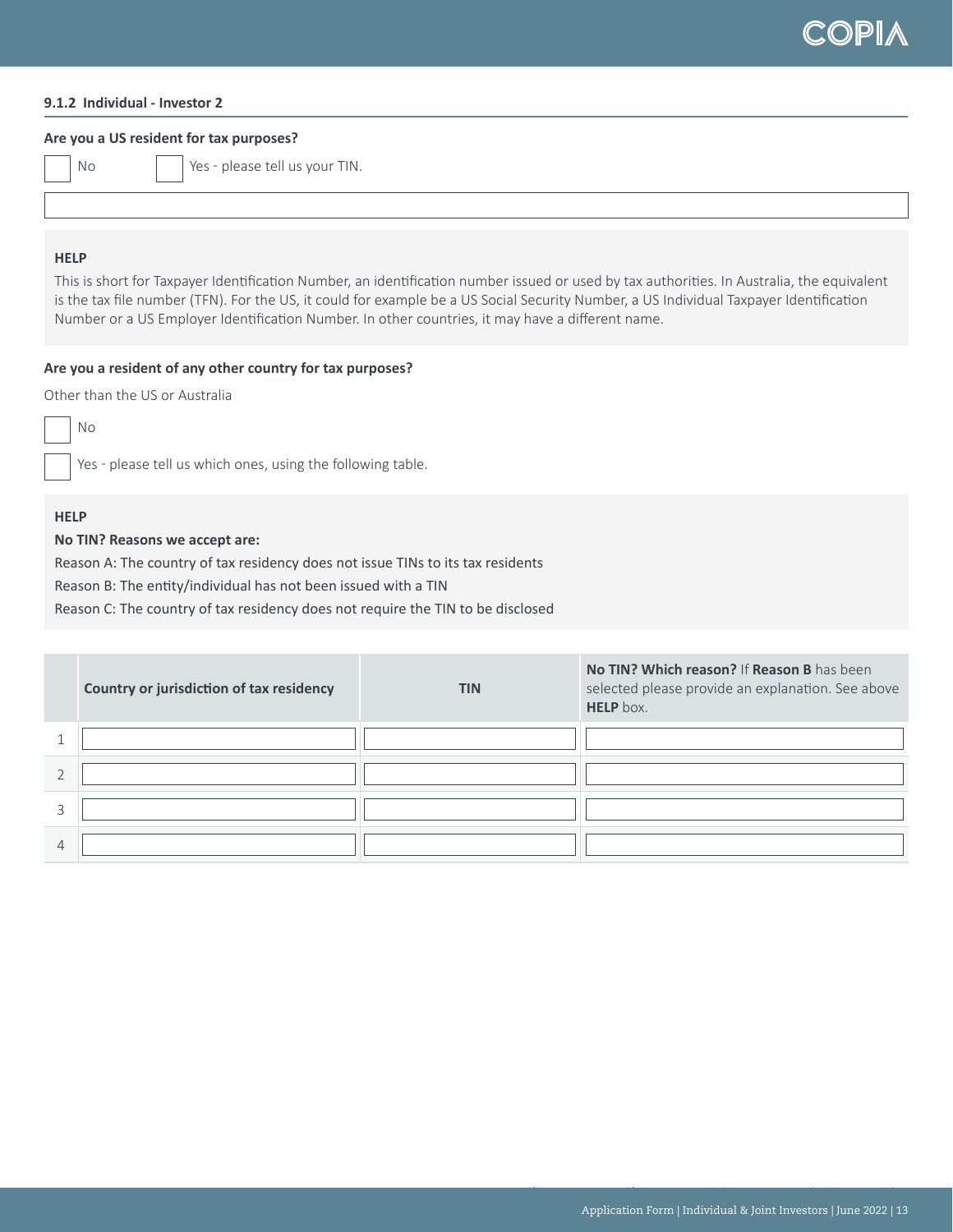### 9.1.2 Individual - Investor 2

**Are you a US resident for tax purposes?**

- [ ] No
- [ ] Yes - please tell us your TIN.

**HELP**

This is short for Taxpayer Identification Number, an identification number issued or used by tax authorities. In Australia, the equivalent is the tax file number (TFN). For the US, it could for example be a US Social Security Number, a US Individual Taxpayer Identification Number or a US Employer Identification Number. In other countries, it may have a different name.

**Are you a resident of any other country for tax purposes?**

Other than the US or Australia

- [ ] No
- [ ] Yes - please tell us which ones, using the following table.

**HELP**

**No TIN? Reasons we accept are:**

Reason A: The country of tax residency does not issue TINs to its tax residents

Reason B: The entity/individual has not been issued with a TIN

Reason C: The country of tax residency does not require the TIN to be disclosed

| | Country or jurisdiction of tax residency | TIN | **No TIN? Which reason?** If **Reason B** has been selected please provide an explanation. See above **HELP** box. |
|---|---|---|---|
| 1 | | | |
| 2 | | | |
| 3 | | | |
| 4 | | | |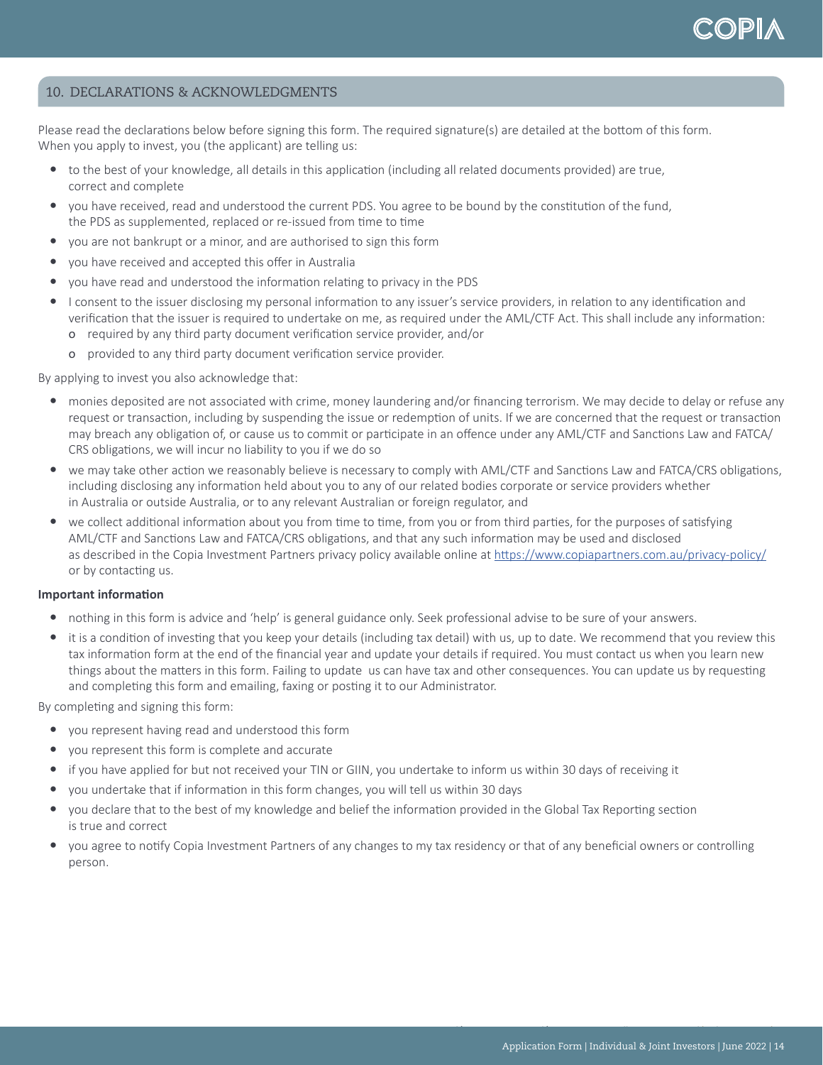## 10. DECLARATIONS & ACKNOWLEDGMENTS

Please read the declarations below before signing this form. The required signature(s) are detailed at the bottom of this form. When you apply to invest, you (the applicant) are telling us:

- to the best of your knowledge, all details in this application (including all related documents provided) are true, correct and complete
- you have received, read and understood the current PDS. You agree to be bound by the constitution of the fund, the PDS as supplemented, replaced or re-issued from time to time
- you are not bankrupt or a minor, and are authorised to sign this form
- you have received and accepted this offer in Australia
- you have read and understood the information relating to privacy in the PDS
- I consent to the issuer disclosing my personal information to any issuer's service providers, in relation to any identification and verification that the issuer is required to undertake on me, as required under the AML/CTF Act. This shall include any information:
  - required by any third party document verification service provider, and/or
  - provided to any third party document verification service provider.

By applying to invest you also acknowledge that:

- monies deposited are not associated with crime, money laundering and/or financing terrorism. We may decide to delay or refuse any request or transaction, including by suspending the issue or redemption of units. If we are concerned that the request or transaction may breach any obligation of, or cause us to commit or participate in an offence under any AML/CTF and Sanctions Law and FATCA/CRS obligations, we will incur no liability to you if we do so
- we may take other action we reasonably believe is necessary to comply with AML/CTF and Sanctions Law and FATCA/CRS obligations, including disclosing any information held about you to any of our related bodies corporate or service providers whether in Australia or outside Australia, or to any relevant Australian or foreign regulator, and
- we collect additional information about you from time to time, from you or from third parties, for the purposes of satisfying AML/CTF and Sanctions Law and FATCA/CRS obligations, and that any such information may be used and disclosed as described in the Copia Investment Partners privacy policy available online at https://www.copiapartners.com.au/privacy-policy/ or by contacting us.

**Important information**

- nothing in this form is advice and 'help' is general guidance only. Seek professional advise to be sure of your answers.
- it is a condition of investing that you keep your details (including tax detail) with us, up to date. We recommend that you review this tax information form at the end of the financial year and update your details if required. You must contact us when you learn new things about the matters in this form. Failing to update us can have tax and other consequences. You can update us by requesting and completing this form and emailing, faxing or posting it to our Administrator.

By completing and signing this form:

- you represent having read and understood this form
- you represent this form is complete and accurate
- if you have applied for but not received your TIN or GIIN, you undertake to inform us within 30 days of receiving it
- you undertake that if information in this form changes, you will tell us within 30 days
- you declare that to the best of my knowledge and belief the information provided in the Global Tax Reporting section is true and correct
- you agree to notify Copia Investment Partners of any changes to my tax residency or that of any beneficial owners or controlling person.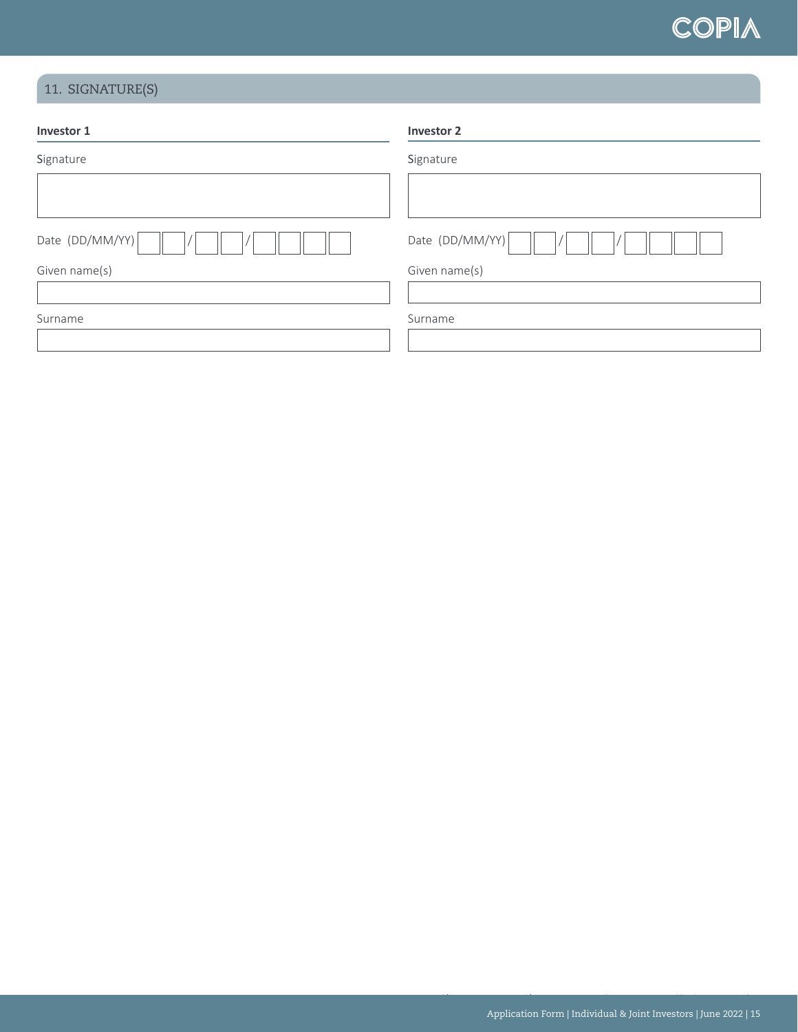## 11. SIGNATURE(S)

**Investor 1**

Signature

Date (DD/MM/YY) __ __ / __ __ / __ __ __ __

Given name(s)

Surname

**Investor 2**

Signature

Date (DD/MM/YY) __ __ / __ __ / __ __ __ __

Given name(s)

Surname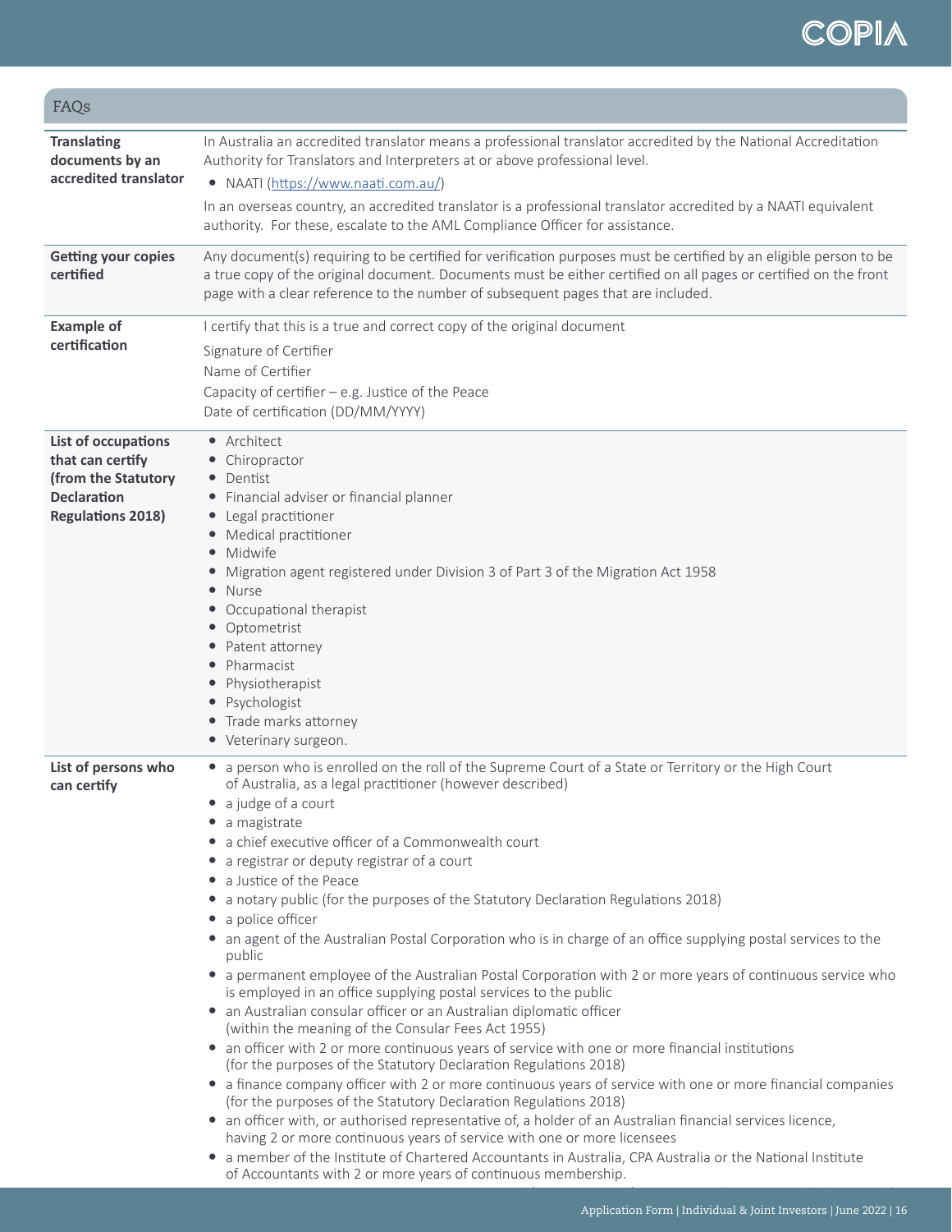## FAQs

| | |
|---|---|
| **Translating documents by an accredited translator** | In Australia an accredited translator means a professional translator accredited by the National Accreditation Authority for Translators and Interpreters at or above professional level.<br>• NAATI (https://www.naati.com.au/)<br>In an overseas country, an accredited translator is a professional translator accredited by a NAATI equivalent authority. For these, escalate to the AML Compliance Officer for assistance. |
| **Getting your copies certified** | Any document(s) requiring to be certified for verification purposes must be certified by an eligible person to be a true copy of the original document. Documents must be either certified on all pages or certified on the front page with a clear reference to the number of subsequent pages that are included. |
| **Example of certification** | I certify that this is a true and correct copy of the original document<br>Signature of Certifier<br>Name of Certifier<br>Capacity of certifier – e.g. Justice of the Peace<br>Date of certification (DD/MM/YYYY) |
| **List of occupations that can certify (from the Statutory Declaration Regulations 2018)** | • Architect<br>• Chiropractor<br>• Dentist<br>• Financial adviser or financial planner<br>• Legal practitioner<br>• Medical practitioner<br>• Midwife<br>• Migration agent registered under Division 3 of Part 3 of the Migration Act 1958<br>• Nurse<br>• Occupational therapist<br>• Optometrist<br>• Patent attorney<br>• Pharmacist<br>• Physiotherapist<br>• Psychologist<br>• Trade marks attorney<br>• Veterinary surgeon. |
| **List of persons who can certify** | • a person who is enrolled on the roll of the Supreme Court of a State or Territory or the High Court of Australia, as a legal practitioner (however described)<br>• a judge of a court<br>• a magistrate<br>• a chief executive officer of a Commonwealth court<br>• a registrar or deputy registrar of a court<br>• a Justice of the Peace<br>• a notary public (for the purposes of the Statutory Declaration Regulations 2018)<br>• a police officer<br>• an agent of the Australian Postal Corporation who is in charge of an office supplying postal services to the public<br>• a permanent employee of the Australian Postal Corporation with 2 or more years of continuous service who is employed in an office supplying postal services to the public<br>• an Australian consular officer or an Australian diplomatic officer (within the meaning of the Consular Fees Act 1955)<br>• an officer with 2 or more continuous years of service with one or more financial institutions (for the purposes of the Statutory Declaration Regulations 2018)<br>• a finance company officer with 2 or more continuous years of service with one or more financial companies (for the purposes of the Statutory Declaration Regulations 2018)<br>• an officer with, or authorised representative of, a holder of an Australian financial services licence, having 2 or more continuous years of service with one or more licensees<br>• a member of the Institute of Chartered Accountants in Australia, CPA Australia or the National Institute of Accountants with 2 or more years of continuous membership. |